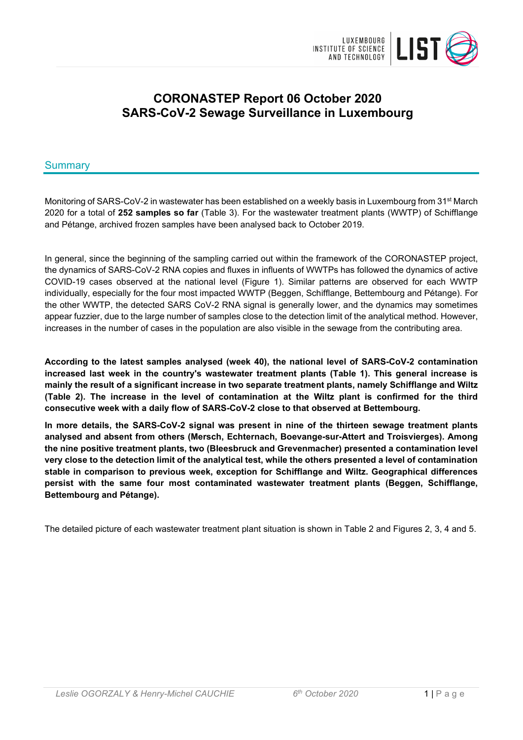# CORONASTEP Report 06 October 2020
# SARS-CoV-2 Sewage Surveillance in Luxembourg

## Summary

Monitoring of SARS-CoV-2 in wastewater has been established on a weekly basis in Luxembourg from 31st March 2020 for a total of **252 samples so far** (Table 3). For the wastewater treatment plants (WWTP) of Schifflange and Pétange, archived frozen samples have been analysed back to October 2019.

In general, since the beginning of the sampling carried out within the framework of the CORONASTEP project, the dynamics of SARS-CoV-2 RNA copies and fluxes in influents of WWTPs has followed the dynamics of active COVID-19 cases observed at the national level (Figure 1). Similar patterns are observed for each WWTP individually, especially for the four most impacted WWTP (Beggen, Schifflange, Bettembourg and Pétange). For the other WWTP, the detected SARS CoV-2 RNA signal is generally lower, and the dynamics may sometimes appear fuzzier, due to the large number of samples close to the detection limit of the analytical method. However, increases in the number of cases in the population are also visible in the sewage from the contributing area.

**According to the latest samples analysed (week 40), the national level of SARS-CoV-2 contamination increased last week in the country's wastewater treatment plants (Table 1). This general increase is mainly the result of a significant increase in two separate treatment plants, namely Schifflange and Wiltz (Table 2). The increase in the level of contamination at the Wiltz plant is confirmed for the third consecutive week with a daily flow of SARS-CoV-2 close to that observed at Bettembourg.**

**In more details, the SARS-CoV-2 signal was present in nine of the thirteen sewage treatment plants analysed and absent from others (Mersch, Echternach, Boevange-sur-Attert and Troisvierges). Among the nine positive treatment plants, two (Bleesbruck and Grevenmacher) presented a contamination level very close to the detection limit of the analytical test, while the others presented a level of contamination stable in comparison to previous week, exception for Schifflange and Wiltz. Geographical differences persist with the same four most contaminated wastewater treatment plants (Beggen, Schifflange, Bettembourg and Pétange).**

The detailed picture of each wastewater treatment plant situation is shown in Table 2 and Figures 2, 3, 4 and 5.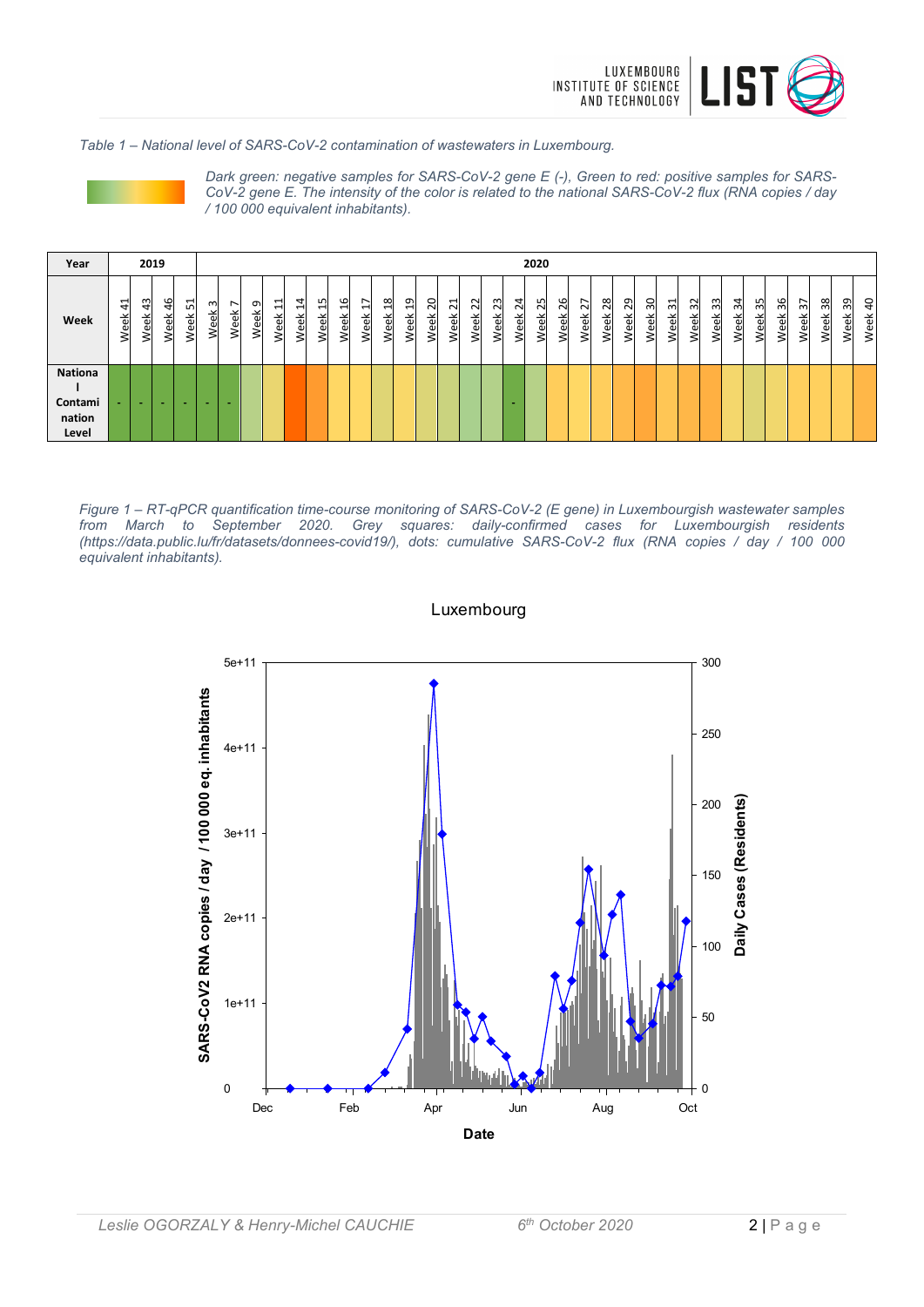*Table 1 – National level of SARS-CoV-2 contamination of wastewaters in Luxembourg.*

*Dark green: negative samples for SARS-CoV-2 gene E (-), Green to red: positive samples for SARS-CoV-2 gene E. The intensity of the color is related to the national SARS-CoV-2 flux (RNA copies / day / 100 000 equivalent inhabitants).*

| Year | 2019 | | | | 2020 | | | | | | | | | | | | | | | | | | | | | | | | | | | | | | | | | |
|---|---|---|---|---|---|---|---|---|---|---|---|---|---|---|---|---|---|---|---|---|---|---|---|---|---|---|---|---|---|---|---|---|---|---|---|---|---|---|
| Week | Week 41 | Week 43 | Week 46 | Week 51 | Week 3 | Week 7 | Week 9 | Week 11 | Week 14 | Week 15 | Week 16 | Week 17 | Week 18 | Week 19 | Week 20 | Week 21 | Week 22 | Week 23 | Week 24 | Week 25 | Week 26 | Week 27 | Week 28 | Week 29 | Week 30 | Week 31 | Week 32 | Week 33 | Week 34 | Week 35 | Week 36 | Week 37 | Week 38 | Week 39 | Week 40 |
| National Contamination Level | - | - | - | - | - | - | | | | | | | | | | | | | - | | | | | | | | | | | | | | | | |

*Figure 1 – RT-qPCR quantification time-course monitoring of SARS-CoV-2 (E gene) in Luxembourgish wastewater samples from March to September 2020. Grey squares: daily-confirmed cases for Luxembourgish residents (https://data.public.lu/fr/datasets/donnees-covid19/), dots: cumulative SARS-CoV-2 flux (RNA copies / day / 100 000 equivalent inhabitants).*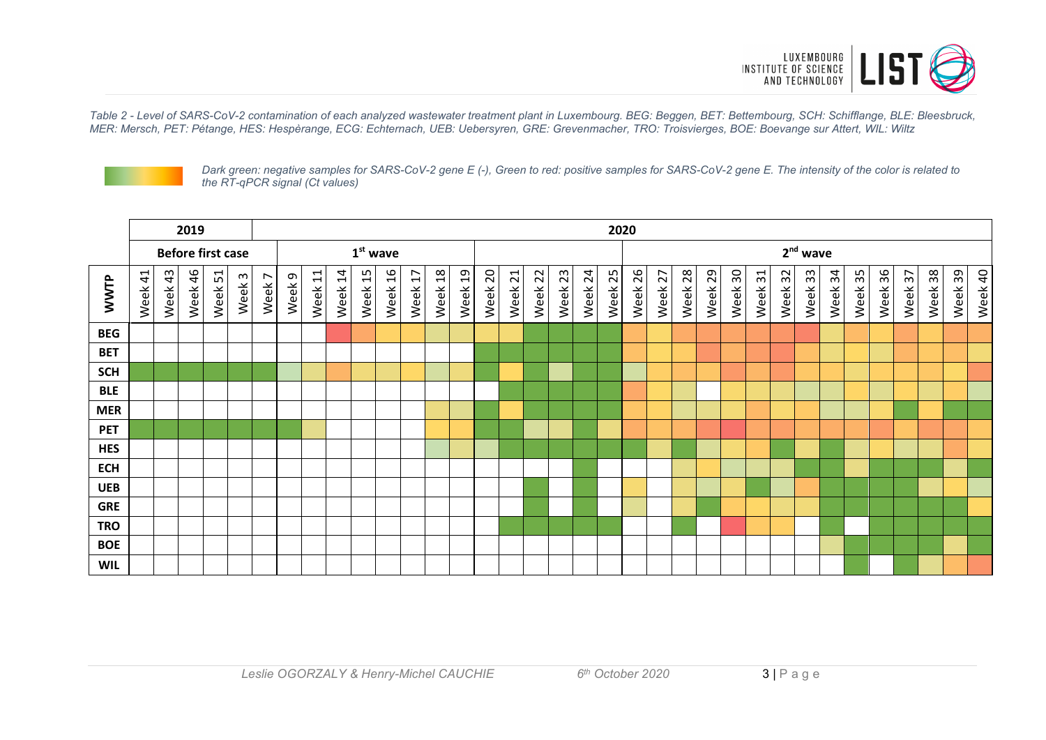*Table 2 - Level of SARS-CoV-2 contamination of each analyzed wastewater treatment plant in Luxembourg. BEG: Beggen, BET: Bettembourg, SCH: Schifflange, BLE: Bleesbruck, MER: Mersch, PET: Pétange, HES: Hespèrange, ECG: Echternach, UEB: Uebersyren, GRE: Grevenmacher, TRO: Troisvierges, BOE: Boevange sur Attert, WIL: Wiltz*

*Dark green: negative samples for SARS-CoV-2 gene E (-), Green to red: positive samples for SARS-CoV-2 gene E. The intensity of the color is related to the RT-qPCR signal (Ct values)*

| | 2019 | | | | | 2020 | | | | | | | | | | | | | | | | | | | | | | | | | | | | | |
|---|---|---|---|---|---|---|---|---|---|---|---|---|---|---|---|---|---|---|---|---|---|---|---|---|---|---|---|---|---|---|---|---|---|---|---|
| | Before first case | | | | | | 1st wave | | | | | | | | | | | | | | 2nd wave | | | | | | | | | | | | | | |
| **WWTP** | Week 41 | Week 43 | Week 46 | Week 51 | Week 3 | Week 7 | Week 9 | Week 11 | Week 14 | Week 15 | Week 16 | Week 17 | Week 18 | Week 19 | Week 20 | Week 21 | Week 22 | Week 23 | Week 24 | Week 25 | Week 26 | Week 27 | Week 28 | Week 29 | Week 30 | Week 31 | Week 32 | Week 33 | Week 34 | Week 35 | Week 36 | Week 37 | Week 38 | Week 39 | Week 40 |
| **BEG** | | | | | | | | | | | | | | | | | | | | | | | | | | | | | | | | | | | |
| **BET** | | | | | | | | | | | | | | | | | | | | | | | | | | | | | | | | | | | |
| **SCH** | | | | | | | | | | | | | | | | | | | | | | | | | | | | | | | | | | | |
| **BLE** | | | | | | | | | | | | | | | | | | | | | | | | | | | | | | | | | | | |
| **MER** | | | | | | | | | | | | | | | | | | | | | | | | | | | | | | | | | | | |
| **PET** | | | | | | | | | | | | | | | | | | | | | | | | | | | | | | | | | | | |
| **HES** | | | | | | | | | | | | | | | | | | | | | | | | | | | | | | | | | | | |
| **ECH** | | | | | | | | | | | | | | | | | | | | | | | | | | | | | | | | | | | |
| **UEB** | | | | | | | | | | | | | | | | | | | | | | | | | | | | | | | | | | | |
| **GRE** | | | | | | | | | | | | | | | | | | | | | | | | | | | | | | | | | | | |
| **TRO** | | | | | | | | | | | | | | | | | | | | | | | | | | | | | | | | | | | |
| **BOE** | | | | | | | | | | | | | | | | | | | | | | | | | | | | | | | | | | | |
| **WIL** | | | | | | | | | | | | | | | | | | | | | | | | | | | | | | | | | | | |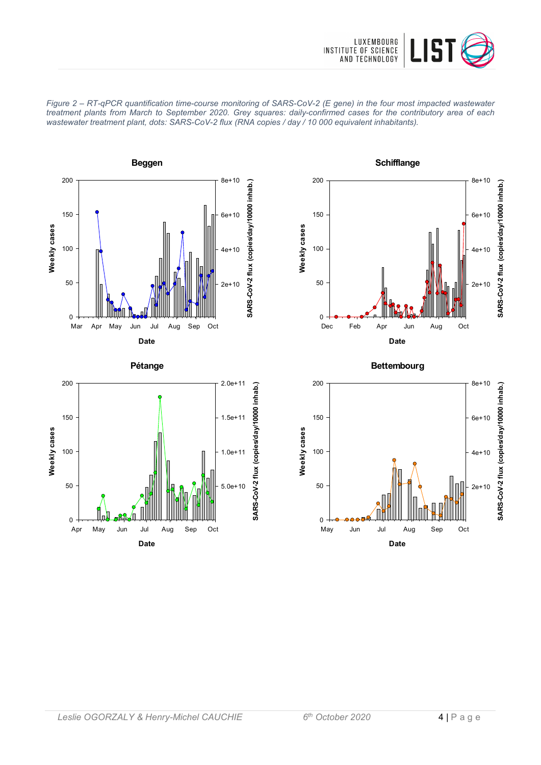*Figure 2 – RT-qPCR quantification time-course monitoring of SARS-CoV-2 (E gene) in the four most impacted wastewater treatment plants from March to September 2020. Grey squares: daily-confirmed cases for the contributory area of each wastewater treatment plant, dots: SARS-CoV-2 flux (RNA copies / day / 10 000 equivalent inhabitants).*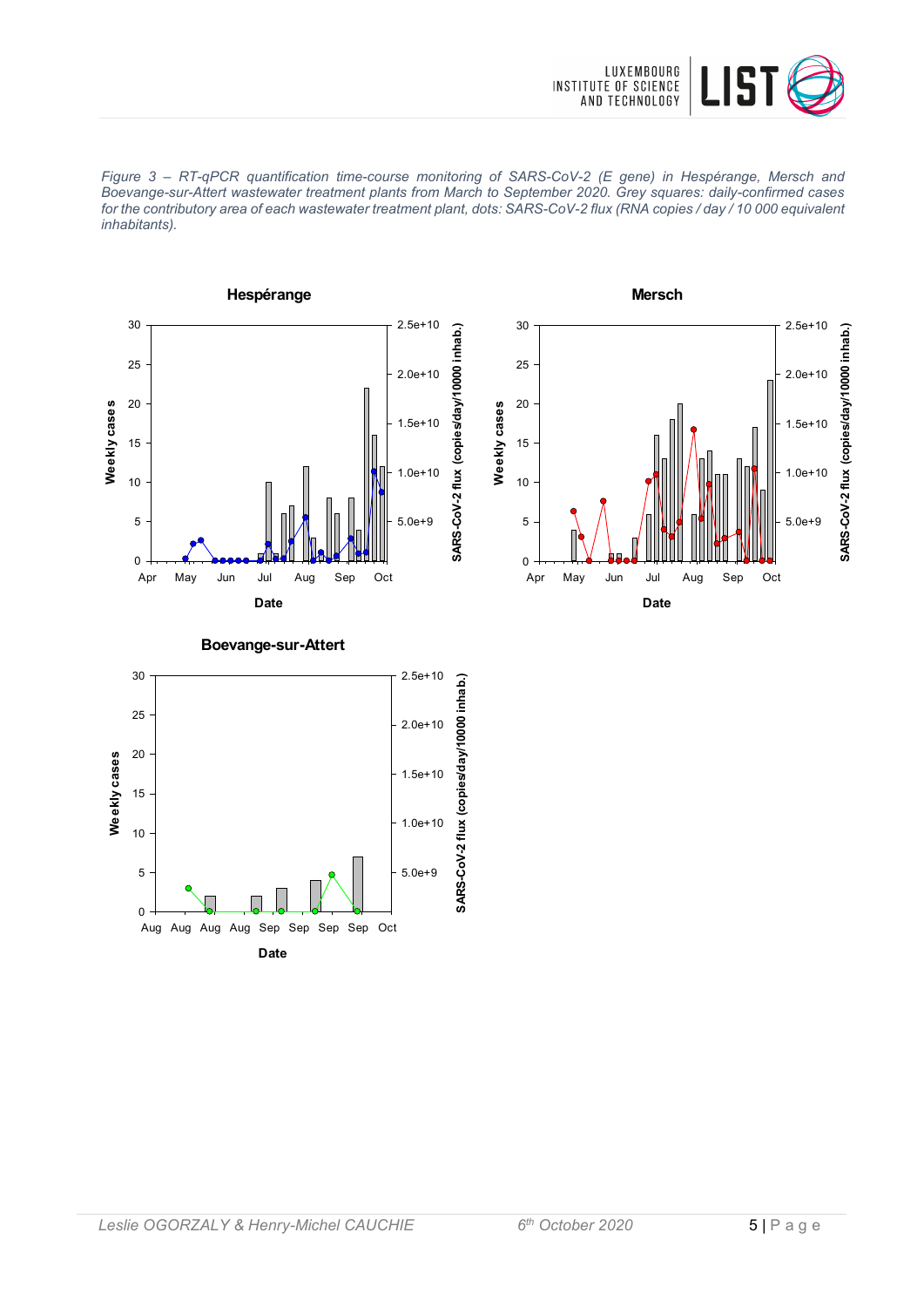*Figure 3 – RT-qPCR quantification time-course monitoring of SARS-CoV-2 (E gene) in Hespérange, Mersch and Boevange-sur-Attert wastewater treatment plants from March to September 2020. Grey squares: daily-confirmed cases for the contributory area of each wastewater treatment plant, dots: SARS-CoV-2 flux (RNA copies / day / 10 000 equivalent inhabitants).*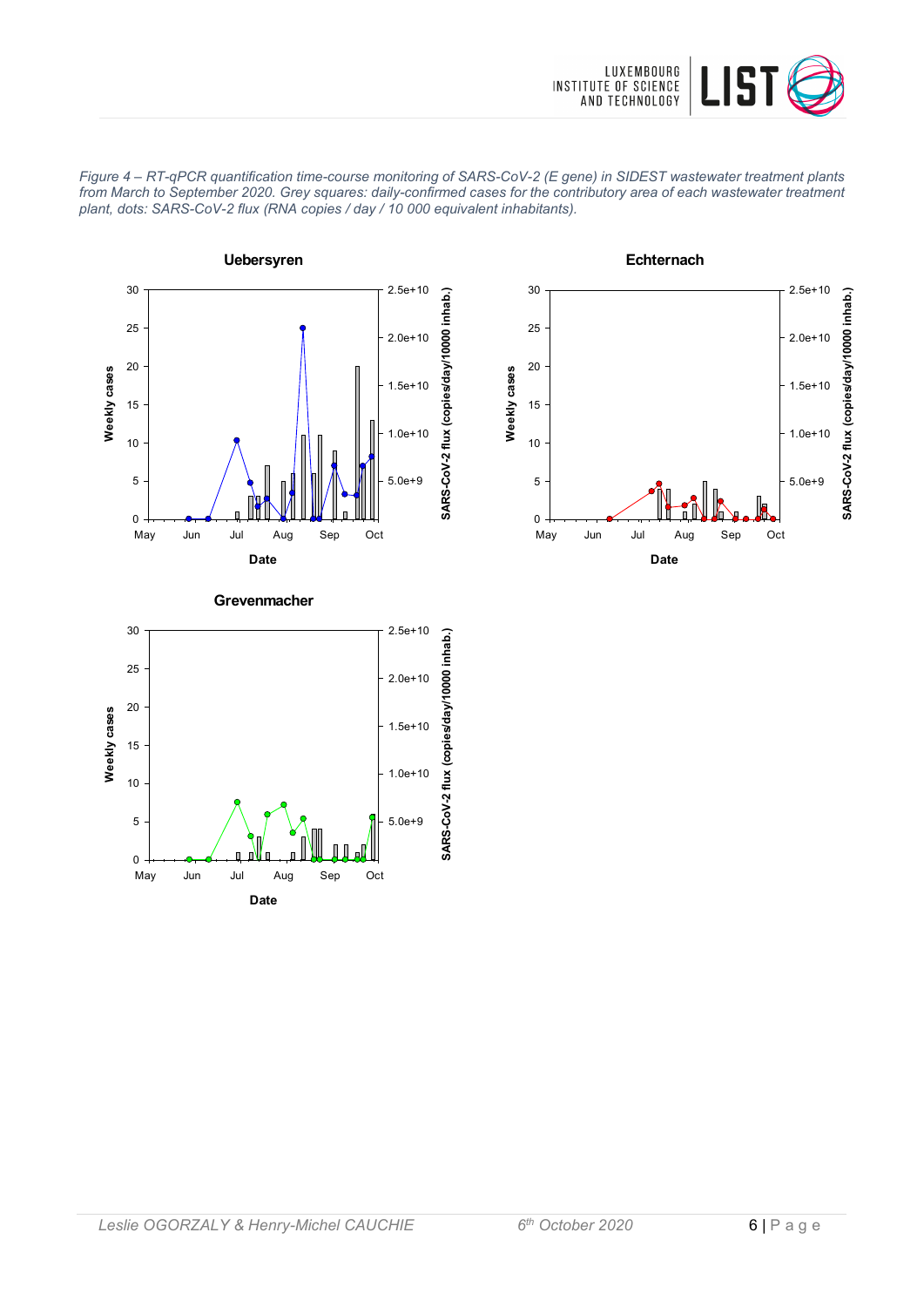*Figure 4 – RT-qPCR quantification time-course monitoring of SARS-CoV-2 (E gene) in SIDEST wastewater treatment plants from March to September 2020. Grey squares: daily-confirmed cases for the contributory area of each wastewater treatment plant, dots: SARS-CoV-2 flux (RNA copies / day / 10 000 equivalent inhabitants).*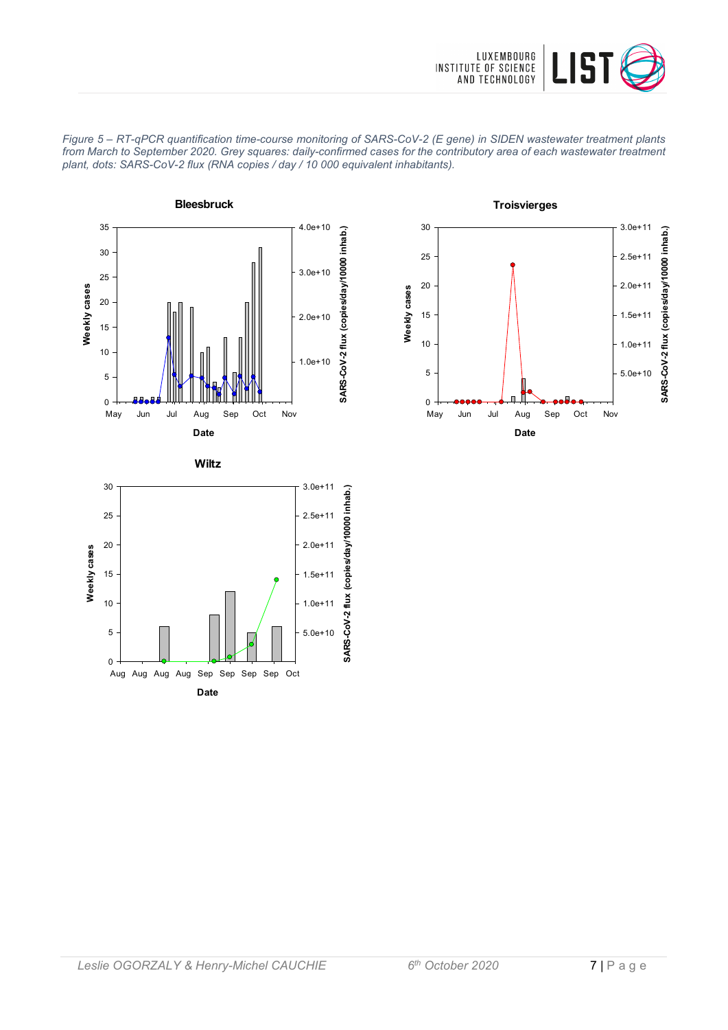*Figure 5 – RT-qPCR quantification time-course monitoring of SARS-CoV-2 (E gene) in SIDEN wastewater treatment plants from March to September 2020. Grey squares: daily-confirmed cases for the contributory area of each wastewater treatment plant, dots: SARS-CoV-2 flux (RNA copies / day / 10 000 equivalent inhabitants).*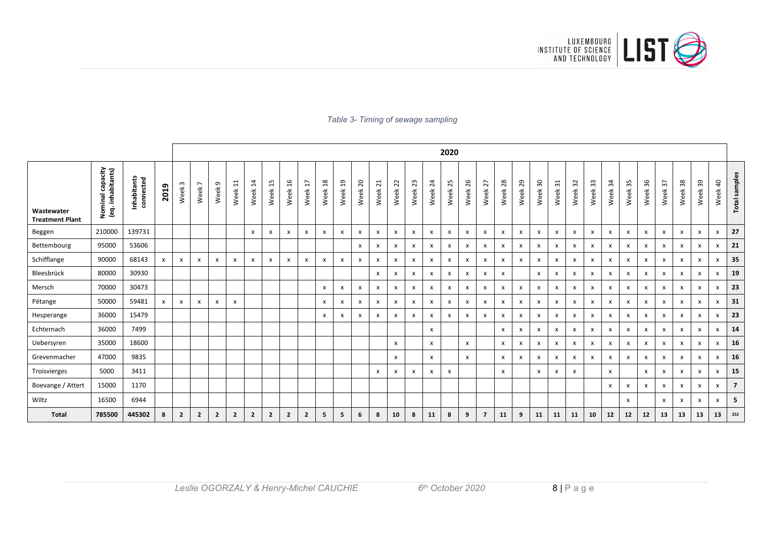*Table 3- Timing of sewage sampling*

| | | | | 2020 | | | | | | | | | | | | | | | | | | | | | | | | | | | | | | | |
|---|---|---|---|---|---|---|---|---|---|---|---|---|---|---|---|---|---|---|---|---|---|---|---|---|---|---|---|---|---|---|---|---|---|---|---|
| **Wastewater Treatment Plant** | **Nominal capacity (eq. inhabitants)** | **Inhabitants connected** | **2019** | Week 3 | Week 7 | Week 9 | Week 11 | Week 14 | Week 15 | Week 16 | Week 17 | Week 18 | Week 19 | Week 20 | Week 21 | Week 22 | Week 23 | Week 24 | Week 25 | Week 26 | Week 27 | Week 28 | Week 29 | Week 30 | Week 31 | Week 32 | Week 33 | Week 34 | Week 35 | Week 36 | Week 37 | Week 38 | Week 39 | Week 40 | **Total samples** |
| Beggen | 210000 | 139731 | | | | | | x | x | x | x | x | x | x | x | x | x | x | x | x | x | x | x | x | x | x | x | x | x | x | x | x | x | x | **27** |
| Bettembourg | 95000 | 53606 | | | | | | | | | | | | x | x | x | x | x | x | x | x | x | x | x | x | x | x | x | x | x | x | x | x | x | **21** |
| Schifflange | 90000 | 68143 | x | x | x | x | x | x | x | x | x | x | x | x | x | x | x | x | x | x | x | x | x | x | x | x | x | x | x | x | x | x | x | x | **35** |
| Bleesbrück | 80000 | 30930 | | | | | | | | | | | | | x | x | x | x | x | x | x | x | | x | x | x | x | x | x | x | x | x | x | x | **19** |
| Mersch | 70000 | 30473 | | | | | | | | | | x | x | x | x | x | x | x | x | x | x | x | x | x | x | x | x | x | x | x | x | x | x | x | **23** |
| Pétange | 50000 | 59481 | x | x | x | x | x | | | | | x | x | x | x | x | x | x | x | x | x | x | x | x | x | x | x | x | x | x | x | x | x | x | **31** |
| Hesperange | 36000 | 15479 | | | | | | | | | | x | x | x | x | x | x | x | x | x | x | x | x | x | x | x | x | x | x | x | x | x | x | x | **23** |
| Echternach | 36000 | 7499 | | | | | | | | | | | | | | | | x | | | | x | x | x | x | x | x | x | x | x | x | x | x | x | **14** |
| Uebersyren | 35000 | 18600 | | | | | | | | | | | | | | x | | x | | x | | x | x | x | x | x | x | x | x | x | x | x | x | x | **16** |
| Grevenmacher | 47000 | 9835 | | | | | | | | | | | | | | x | | x | | x | | x | x | x | x | x | x | x | x | x | x | x | x | x | **16** |
| Troisvierges | 5000 | 3411 | | | | | | | | | | | | | x | x | x | x | x | | | x | | x | x | x | | x | | x | x | x | x | x | **15** |
| Boevange / Attert | 15000 | 1170 | | | | | | | | | | | | | | | | | | | | | | | | | | x | x | x | x | x | x | x | **7** |
| Wiltz | 16500 | 6944 | | | | | | | | | | | | | | | | | | | | | | | | | | | x | | x | x | x | x | **5** |
| **Total** | **785500** | **445302** | **8** | **2** | **2** | **2** | **2** | **2** | **2** | **2** | **2** | **5** | **5** | **6** | **8** | **10** | **8** | **11** | **8** | **9** | **7** | **11** | **9** | **11** | **11** | **11** | **10** | **12** | **12** | **12** | **13** | **13** | **13** | **13** | **252** |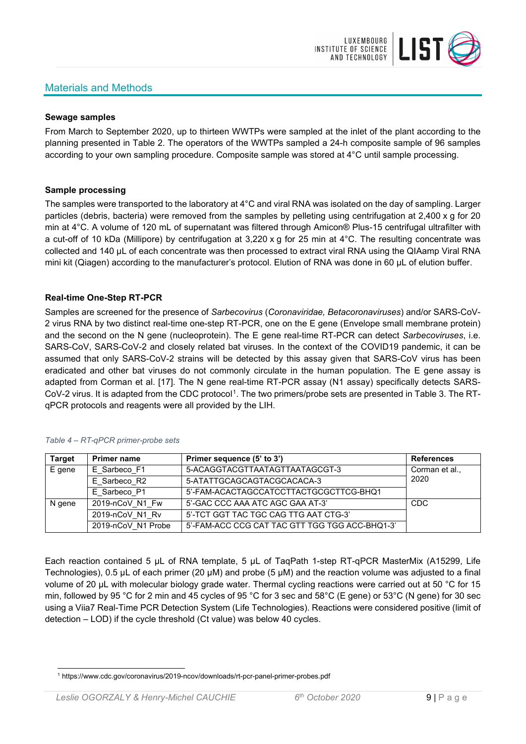## Materials and Methods

**Sewage samples**

From March to September 2020, up to thirteen WWTPs were sampled at the inlet of the plant according to the planning presented in Table 2. The operators of the WWTPs sampled a 24-h composite sample of 96 samples according to your own sampling procedure. Composite sample was stored at 4°C until sample processing.

**Sample processing**

The samples were transported to the laboratory at 4°C and viral RNA was isolated on the day of sampling. Larger particles (debris, bacteria) were removed from the samples by pelleting using centrifugation at 2,400 x g for 20 min at 4°C. A volume of 120 mL of supernatant was filtered through Amicon® Plus-15 centrifugal ultrafilter with a cut-off of 10 kDa (Millipore) by centrifugation at 3,220 x g for 25 min at 4°C. The resulting concentrate was collected and 140 µL of each concentrate was then processed to extract viral RNA using the QIAamp Viral RNA mini kit (Qiagen) according to the manufacturer's protocol. Elution of RNA was done in 60 µL of elution buffer.

**Real-time One-Step RT-PCR**

Samples are screened for the presence of *Sarbecovirus* (*Coronaviridae, Betacoronaviruses*) and/or SARS-CoV-2 virus RNA by two distinct real-time one-step RT-PCR, one on the E gene (Envelope small membrane protein) and the second on the N gene (nucleoprotein). The E gene real-time RT-PCR can detect *Sarbecoviruses*, i.e. SARS-CoV, SARS-CoV-2 and closely related bat viruses. In the context of the COVID19 pandemic, it can be assumed that only SARS-CoV-2 strains will be detected by this assay given that SARS-CoV virus has been eradicated and other bat viruses do not commonly circulate in the human population. The E gene assay is adapted from Corman et al. [17]. The N gene real-time RT-PCR assay (N1 assay) specifically detects SARS-CoV-2 virus. It is adapted from the CDC protocol[1]. The two primers/probe sets are presented in Table 3. The RT-qPCR protocols and reagents were all provided by the LIH.

*Table 4 – RT-qPCR primer-probe sets*

| Target | Primer name | Primer sequence (5' to 3') | References |
|---|---|---|---|
| E gene | E_Sarbeco_F1 | 5-ACAGGTACGTTAATAGTTAATAGCGT-3 | Corman et al., 2020 |
| | E_Sarbeco_R2 | 5-ATATTGCAGCAGTACGCACACA-3 | |
| | E_Sarbeco_P1 | 5'-FAM-ACACTAGCCATCCTTACTGCGCTTCG-BHQ1 | |
| N gene | 2019-nCoV_N1_Fw | 5'-GAC CCC AAA ATC AGC GAA AT-3' | CDC |
| | 2019-nCoV_N1_Rv | 5'-TCT GGT TAC TGC CAG TTG AAT CTG-3' | |
| | 2019-nCoV_N1 Probe | 5'-FAM-ACC CCG CAT TAC GTT TGG TGG ACC-BHQ1-3' | |

Each reaction contained 5 µL of RNA template, 5 µL of TaqPath 1-step RT-qPCR MasterMix (A15299, Life Technologies), 0.5 µL of each primer (20 µM) and probe (5 µM) and the reaction volume was adjusted to a final volume of 20 µL with molecular biology grade water. Thermal cycling reactions were carried out at 50 °C for 15 min, followed by 95 °C for 2 min and 45 cycles of 95 °C for 3 sec and 58°C (E gene) or 53°C (N gene) for 30 sec using a Viia7 Real-Time PCR Detection System (Life Technologies). Reactions were considered positive (limit of detection – LOD) if the cycle threshold (Ct value) was below 40 cycles.

[1] https://www.cdc.gov/coronavirus/2019-ncov/downloads/rt-pcr-panel-primer-probes.pdf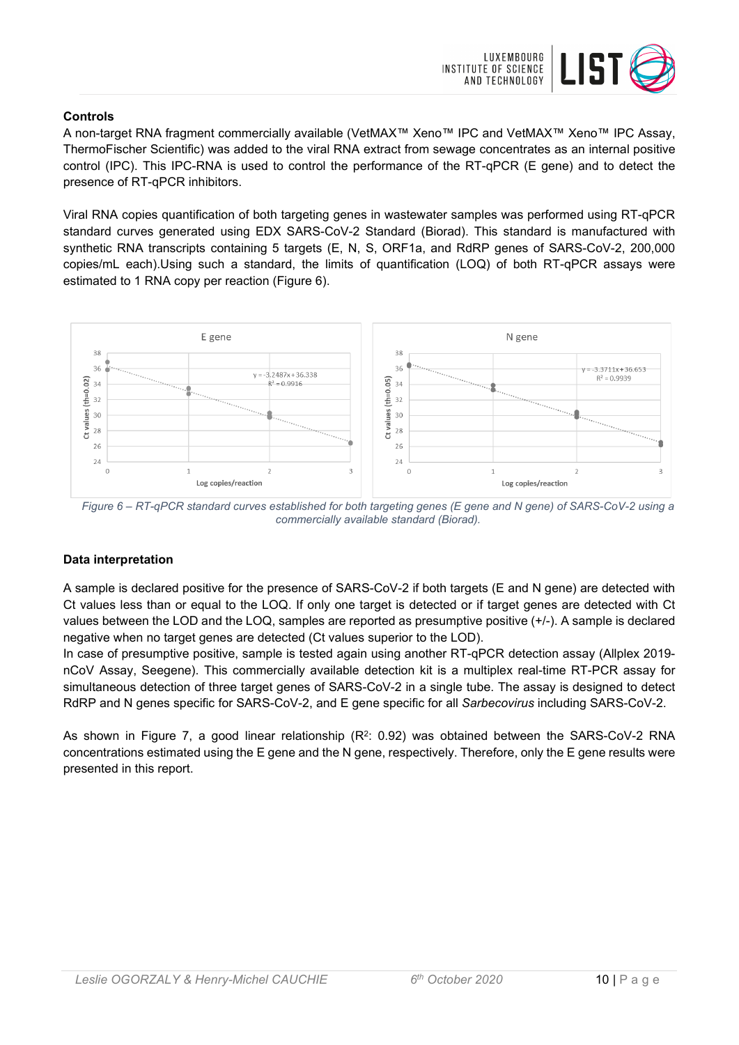**Controls**

A non-target RNA fragment commercially available (VetMAX™ Xeno™ IPC and VetMAX™ Xeno™ IPC Assay, ThermoFischer Scientific) was added to the viral RNA extract from sewage concentrates as an internal positive control (IPC). This IPC-RNA is used to control the performance of the RT-qPCR (E gene) and to detect the presence of RT-qPCR inhibitors.

Viral RNA copies quantification of both targeting genes in wastewater samples was performed using RT-qPCR standard curves generated using EDX SARS-CoV-2 Standard (Biorad). This standard is manufactured with synthetic RNA transcripts containing 5 targets (E, N, S, ORF1a, and RdRP genes of SARS-CoV-2, 200,000 copies/mL each).Using such a standard, the limits of quantification (LOQ) of both RT-qPCR assays were estimated to 1 RNA copy per reaction (Figure 6).

*Figure 6 – RT-qPCR standard curves established for both targeting genes (E gene and N gene) of SARS-CoV-2 using a commercially available standard (Biorad).*

**Data interpretation**

A sample is declared positive for the presence of SARS-CoV-2 if both targets (E and N gene) are detected with Ct values less than or equal to the LOQ. If only one target is detected or if target genes are detected with Ct values between the LOD and the LOQ, samples are reported as presumptive positive (+/-). A sample is declared negative when no target genes are detected (Ct values superior to the LOD).

In case of presumptive positive, sample is tested again using another RT-qPCR detection assay (Allplex 2019-nCoV Assay, Seegene). This commercially available detection kit is a multiplex real-time RT-PCR assay for simultaneous detection of three target genes of SARS-CoV-2 in a single tube. The assay is designed to detect RdRP and N genes specific for SARS-CoV-2, and E gene specific for all *Sarbecovirus* including SARS-CoV-2.

As shown in Figure 7, a good linear relationship ($R^2$: 0.92) was obtained between the SARS-CoV-2 RNA concentrations estimated using the E gene and the N gene, respectively. Therefore, only the E gene results were presented in this report.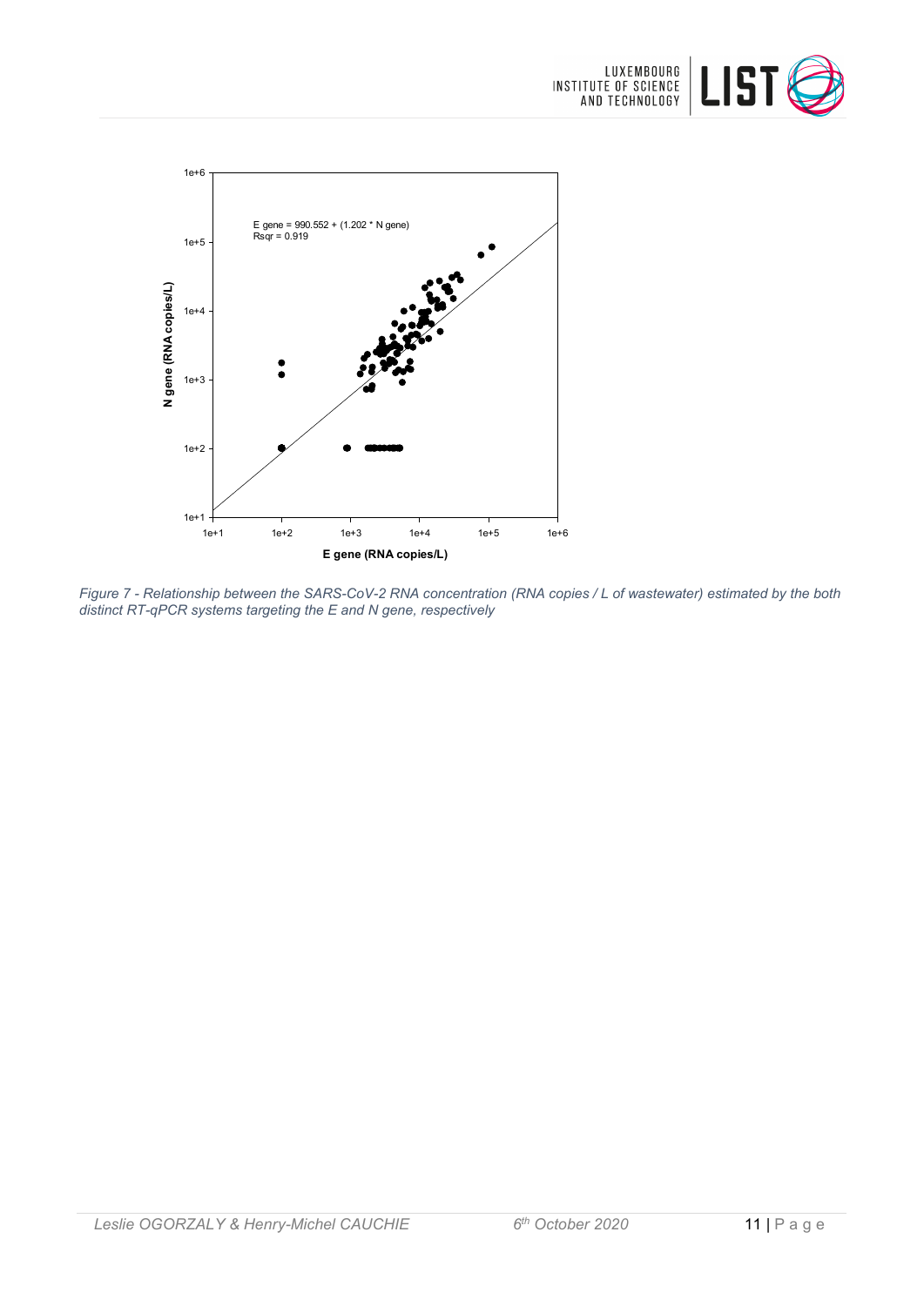1e+6

1e+5

1e+4

1e+3

1e+2

1e+1

E gene = 990.552 + (1.202 * N gene)
Rsqr = 0.919

N gene (RNA copies/L)

1e+1 1e+2 1e+3 1e+4 1e+5 1e+6

E gene (RNA copies/L)

*Figure 7 - Relationship between the SARS-CoV-2 RNA concentration (RNA copies / L of wastewater) estimated by the both distinct RT-qPCR systems targeting the E and N gene, respectively*